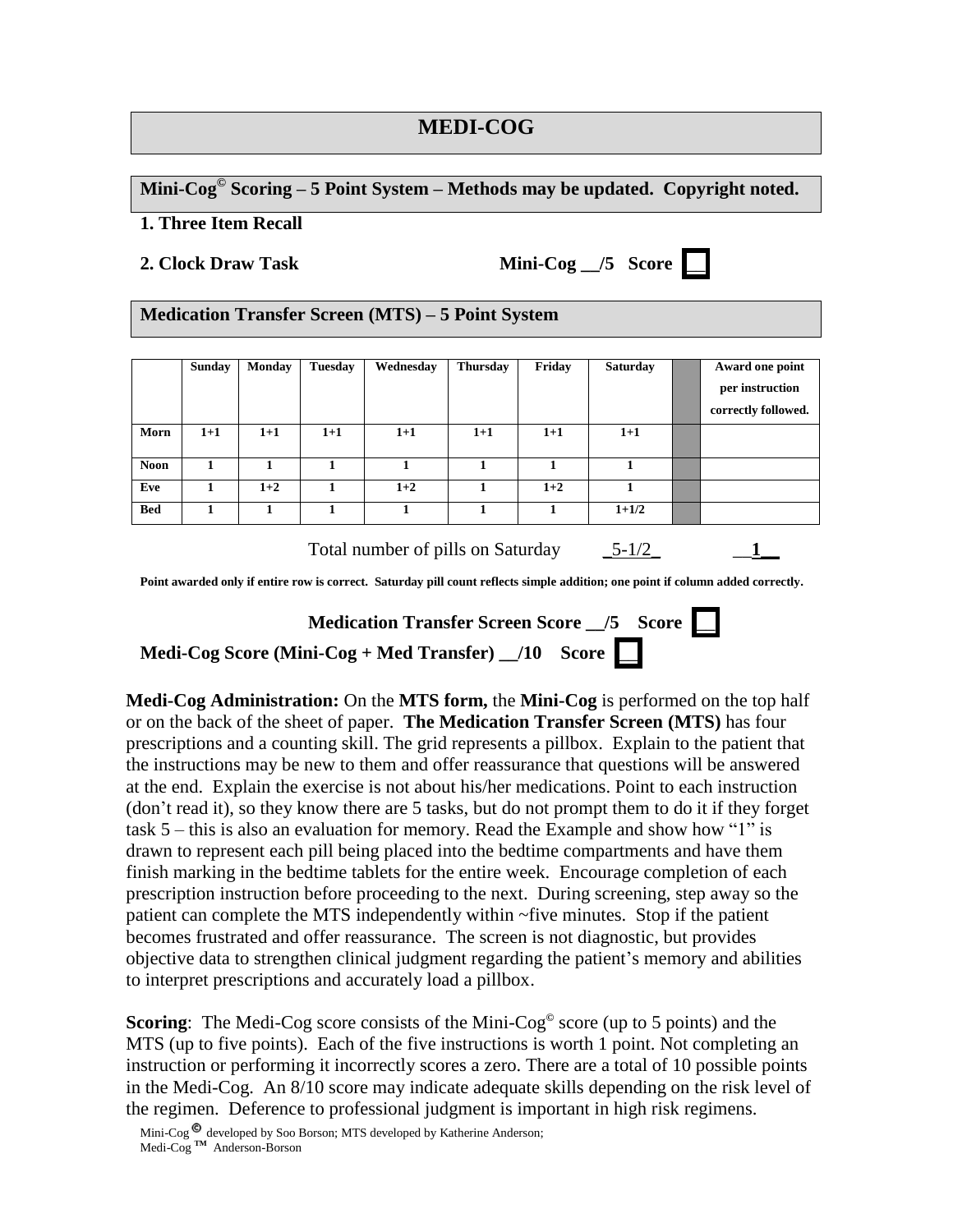# MEDI-COG

## Mini-Cog© Scoring – 5 Point System – Methods may be updated. Copyright noted.

**1. Three Item Recall**

**2. Clock Draw Task** **Mini-Cog \_\_/5 Score** ☐

## Medication Transfer Screen (MTS) – 5 Point System

| | Sunday | Monday | Tuesday | Wednesday | Thursday | Friday | Saturday | | Award one point per instruction correctly followed. |
|---|---|---|---|---|---|---|---|---|---|
| **Morn** | 1+1 | 1+1 | 1+1 | 1+1 | 1+1 | 1+1 | 1+1 | | |
| **Noon** | 1 | 1 | 1 | 1 | 1 | 1 | 1 | | |
| **Eve** | 1 | 1+2 | 1 | 1+2 | 1 | 1+2 | 1 | | |
| **Bed** | 1 | 1 | 1 | 1 | 1 | 1 | 1+1/2 | | |

Total number of pills on Saturday \_5-1/2\_ \_\_**1**\_\_

**Point awarded only if entire row is correct. Saturday pill count reflects simple addition; one point if column added correctly.**

**Medication Transfer Screen Score \_\_/5 Score** ☐

**Medi-Cog Score (Mini-Cog + Med Transfer) \_\_/10 Score** ☐

**Medi-Cog Administration:** On the **MTS form,** the **Mini-Cog** is performed on the top half or on the back of the sheet of paper. **The Medication Transfer Screen (MTS)** has four prescriptions and a counting skill. The grid represents a pillbox. Explain to the patient that the instructions may be new to them and offer reassurance that questions will be answered at the end. Explain the exercise is not about his/her medications. Point to each instruction (don't read it), so they know there are 5 tasks, but do not prompt them to do it if they forget task 5 – this is also an evaluation for memory. Read the Example and show how "1" is drawn to represent each pill being placed into the bedtime compartments and have them finish marking in the bedtime tablets for the entire week. Encourage completion of each prescription instruction before proceeding to the next. During screening, step away so the patient can complete the MTS independently within ~five minutes. Stop if the patient becomes frustrated and offer reassurance. The screen is not diagnostic, but provides objective data to strengthen clinical judgment regarding the patient's memory and abilities to interpret prescriptions and accurately load a pillbox.

**Scoring**: The Medi-Cog score consists of the Mini-Cog© score (up to 5 points) and the MTS (up to five points). Each of the five instructions is worth 1 point. Not completing an instruction or performing it incorrectly scores a zero. There are a total of 10 possible points in the Medi-Cog. An 8/10 score may indicate adequate skills depending on the risk level of the regimen. Deference to professional judgment is important in high risk regimens.

Mini-Cog © developed by Soo Borson; MTS developed by Katherine Anderson;
Medi-Cog ™ Anderson-Borson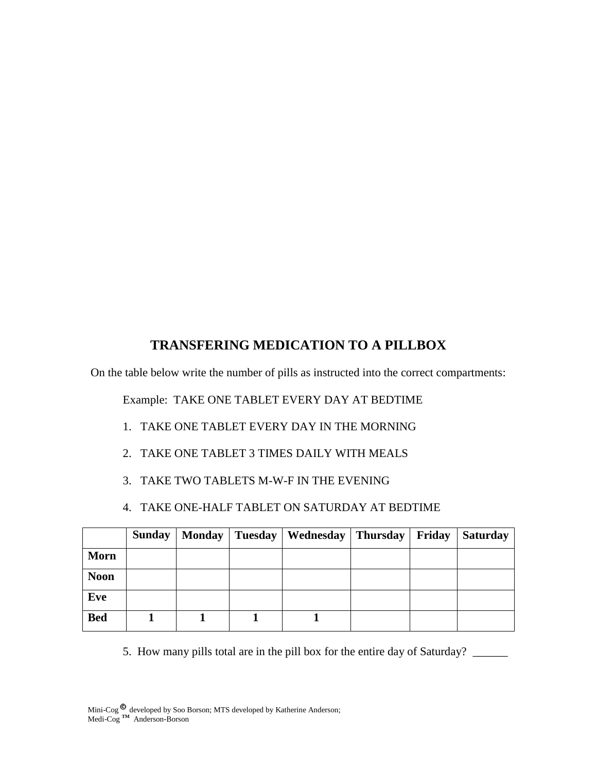## TRANSFERING MEDICATION TO A PILLBOX

On the table below write the number of pills as instructed into the correct compartments:

Example: TAKE ONE TABLET EVERY DAY AT BEDTIME

1. TAKE ONE TABLET EVERY DAY IN THE MORNING
2. TAKE ONE TABLET 3 TIMES DAILY WITH MEALS
3. TAKE TWO TABLETS M-W-F IN THE EVENING
4. TAKE ONE-HALF TABLET ON SATURDAY AT BEDTIME

| | **Sunday** | **Monday** | **Tuesday** | **Wednesday** | **Thursday** | **Friday** | **Saturday** |
|---|---|---|---|---|---|---|---|
| **Morn** | | | | | | | |
| **Noon** | | | | | | | |
| **Eve** | | | | | | | |
| **Bed** | **1** | **1** | **1** | **1** | | | |

5. How many pills total are in the pill box for the entire day of Saturday? ______

Mini-Cog © developed by Soo Borson; MTS developed by Katherine Anderson;
Medi-Cog ™ Anderson-Borson